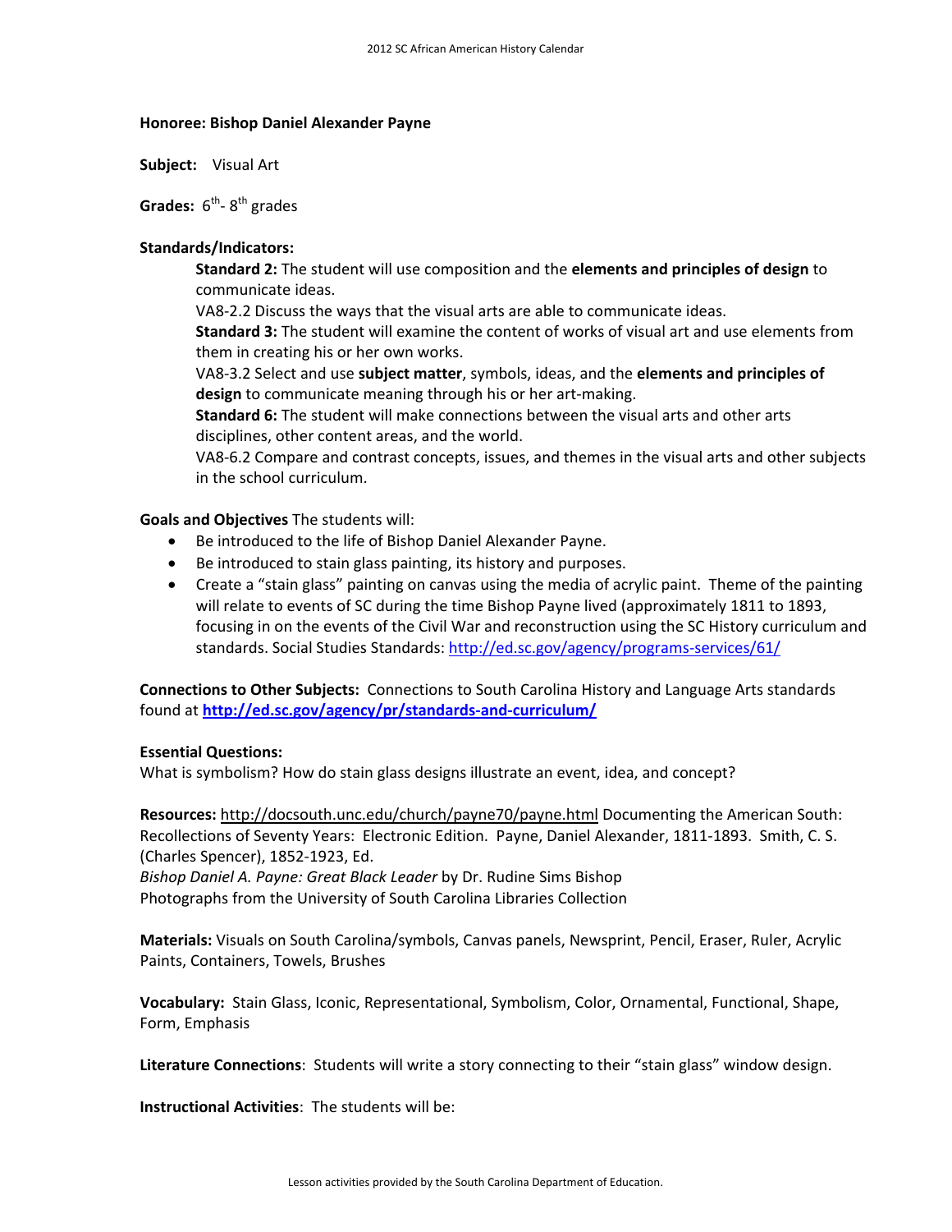**Honoree: Bishop Daniel Alexander Payne**

**Subject:** Visual Art

**Grades:** 6th- 8th grades

**Standards/Indicators:**

**Standard 2:** The student will use composition and the **elements and principles of design** to communicate ideas.
VA8-2.2 Discuss the ways that the visual arts are able to communicate ideas.
**Standard 3:** The student will examine the content of works of visual art and use elements from them in creating his or her own works.
VA8-3.2 Select and use **subject matter**, symbols, ideas, and the **elements and principles of design** to communicate meaning through his or her art-making.
**Standard 6:** The student will make connections between the visual arts and other arts disciplines, other content areas, and the world.
VA8-6.2 Compare and contrast concepts, issues, and themes in the visual arts and other subjects in the school curriculum.

**Goals and Objectives** The students will:

- Be introduced to the life of Bishop Daniel Alexander Payne.
- Be introduced to stain glass painting, its history and purposes.
- Create a "stain glass" painting on canvas using the media of acrylic paint. Theme of the painting will relate to events of SC during the time Bishop Payne lived (approximately 1811 to 1893, focusing in on the events of the Civil War and reconstruction using the SC History curriculum and standards. Social Studies Standards: http://ed.sc.gov/agency/programs-services/61/

**Connections to Other Subjects:** Connections to South Carolina History and Language Arts standards found at **http://ed.sc.gov/agency/pr/standards-and-curriculum/**

**Essential Questions:**
What is symbolism? How do stain glass designs illustrate an event, idea, and concept?

**Resources:** http://docsouth.unc.edu/church/payne70/payne.html Documenting the American South: Recollections of Seventy Years: Electronic Edition. Payne, Daniel Alexander, 1811-1893. Smith, C. S. (Charles Spencer), 1852-1923, Ed.
*Bishop Daniel A. Payne: Great Black Leader* by Dr. Rudine Sims Bishop
Photographs from the University of South Carolina Libraries Collection

**Materials:** Visuals on South Carolina/symbols, Canvas panels, Newsprint, Pencil, Eraser, Ruler, Acrylic Paints, Containers, Towels, Brushes

**Vocabulary:** Stain Glass, Iconic, Representational, Symbolism, Color, Ornamental, Functional, Shape, Form, Emphasis

**Literature Connections**: Students will write a story connecting to their "stain glass" window design.

**Instructional Activities**: The students will be: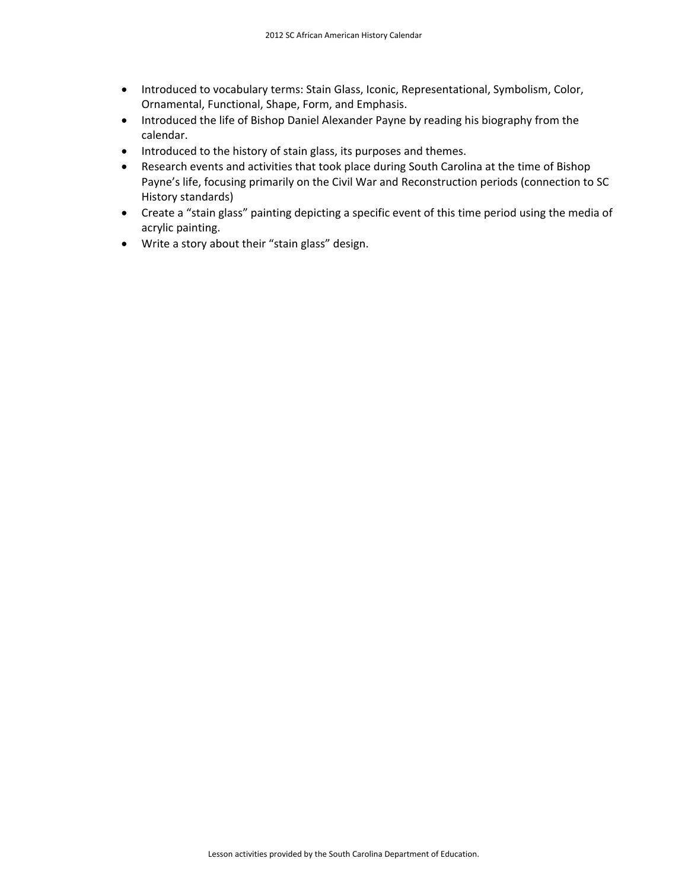- Introduced to vocabulary terms: Stain Glass, Iconic, Representational, Symbolism, Color, Ornamental, Functional, Shape, Form, and Emphasis.
- Introduced the life of Bishop Daniel Alexander Payne by reading his biography from the calendar.
- Introduced to the history of stain glass, its purposes and themes.
- Research events and activities that took place during South Carolina at the time of Bishop Payne's life, focusing primarily on the Civil War and Reconstruction periods (connection to SC History standards)
- Create a "stain glass" painting depicting a specific event of this time period using the media of acrylic painting.
- Write a story about their "stain glass" design.